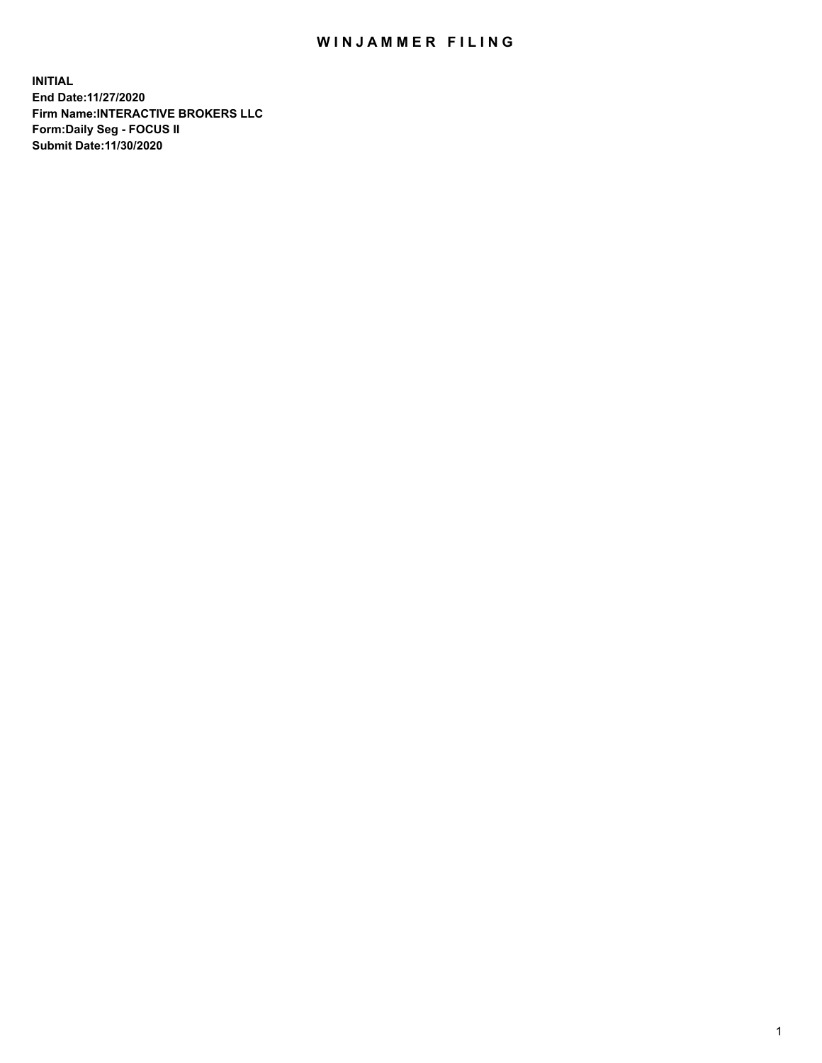# WINJAMMER FILING

**INITIAL**
**End Date:11/27/2020**
**Firm Name:INTERACTIVE BROKERS LLC**
**Form:Daily Seg - FOCUS II**
**Submit Date:11/30/2020**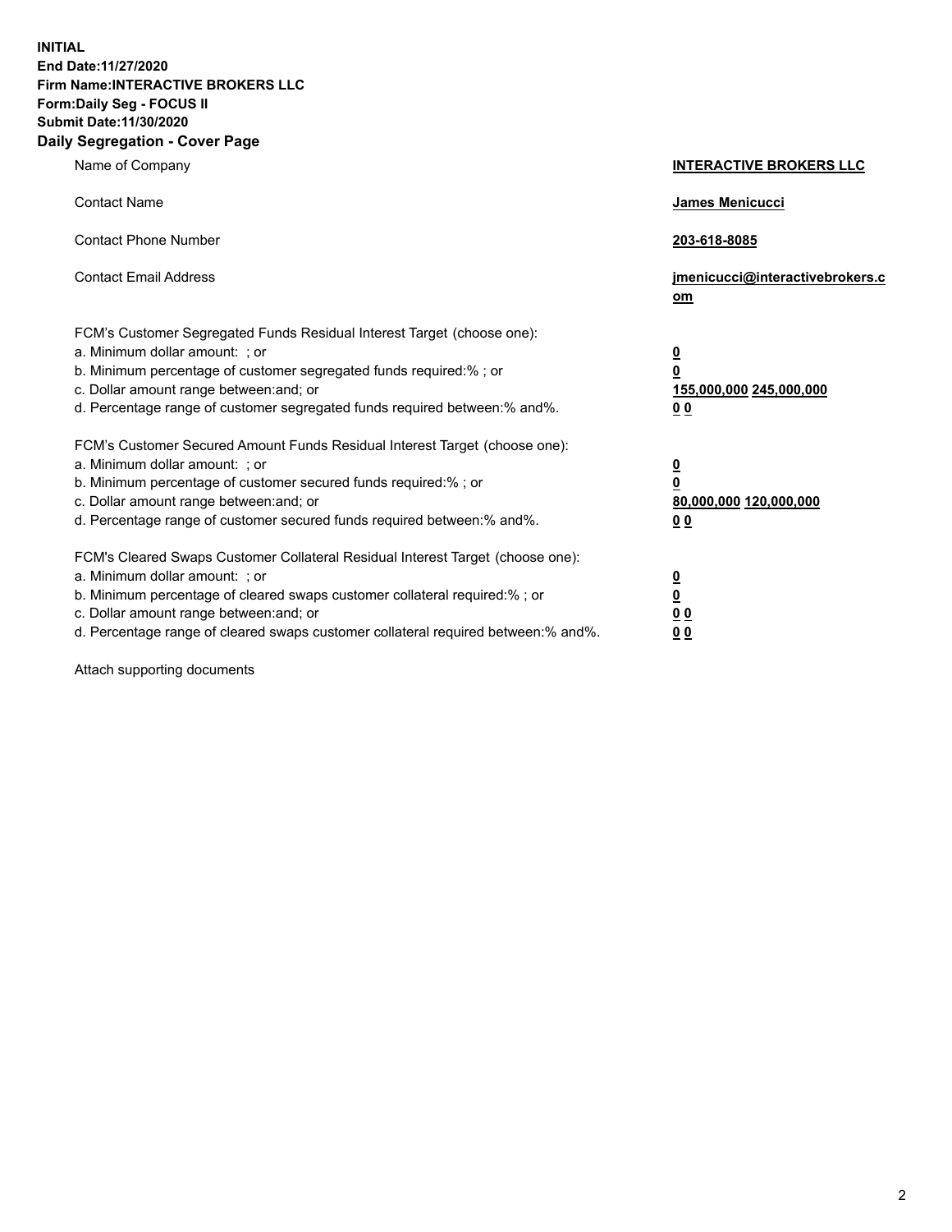**INITIAL**
**End Date:11/27/2020**
**Firm Name:INTERACTIVE BROKERS LLC**
**Form:Daily Seg - FOCUS II**
**Submit Date:11/30/2020**

**Daily Segregation - Cover Page**

| | |
|---|---|
| Name of Company | **INTERACTIVE BROKERS LLC** |
| Contact Name | **James Menicucci** |
| Contact Phone Number | **203-618-8085** |
| Contact Email Address | **jmenicucci@interactivebrokers.com** |
| FCM's Customer Segregated Funds Residual Interest Target (choose one): | |
| a. Minimum dollar amount: ; or | **0** |
| b. Minimum percentage of customer segregated funds required:% ; or | **0** |
| c. Dollar amount range between:and; or | **155,000,000 245,000,000** |
| d. Percentage range of customer segregated funds required between:% and%. | **0 0** |
| FCM's Customer Secured Amount Funds Residual Interest Target (choose one): | |
| a. Minimum dollar amount: ; or | **0** |
| b. Minimum percentage of customer secured funds required:% ; or | **0** |
| c. Dollar amount range between:and; or | **80,000,000 120,000,000** |
| d. Percentage range of customer secured funds required between:% and%. | **0 0** |
| FCM's Cleared Swaps Customer Collateral Residual Interest Target (choose one): | |
| a. Minimum dollar amount: ; or | **0** |
| b. Minimum percentage of cleared swaps customer collateral required:% ; or | **0** |
| c. Dollar amount range between:and; or | **0 0** |
| d. Percentage range of cleared swaps customer collateral required between:% and%. | **0 0** |

Attach supporting documents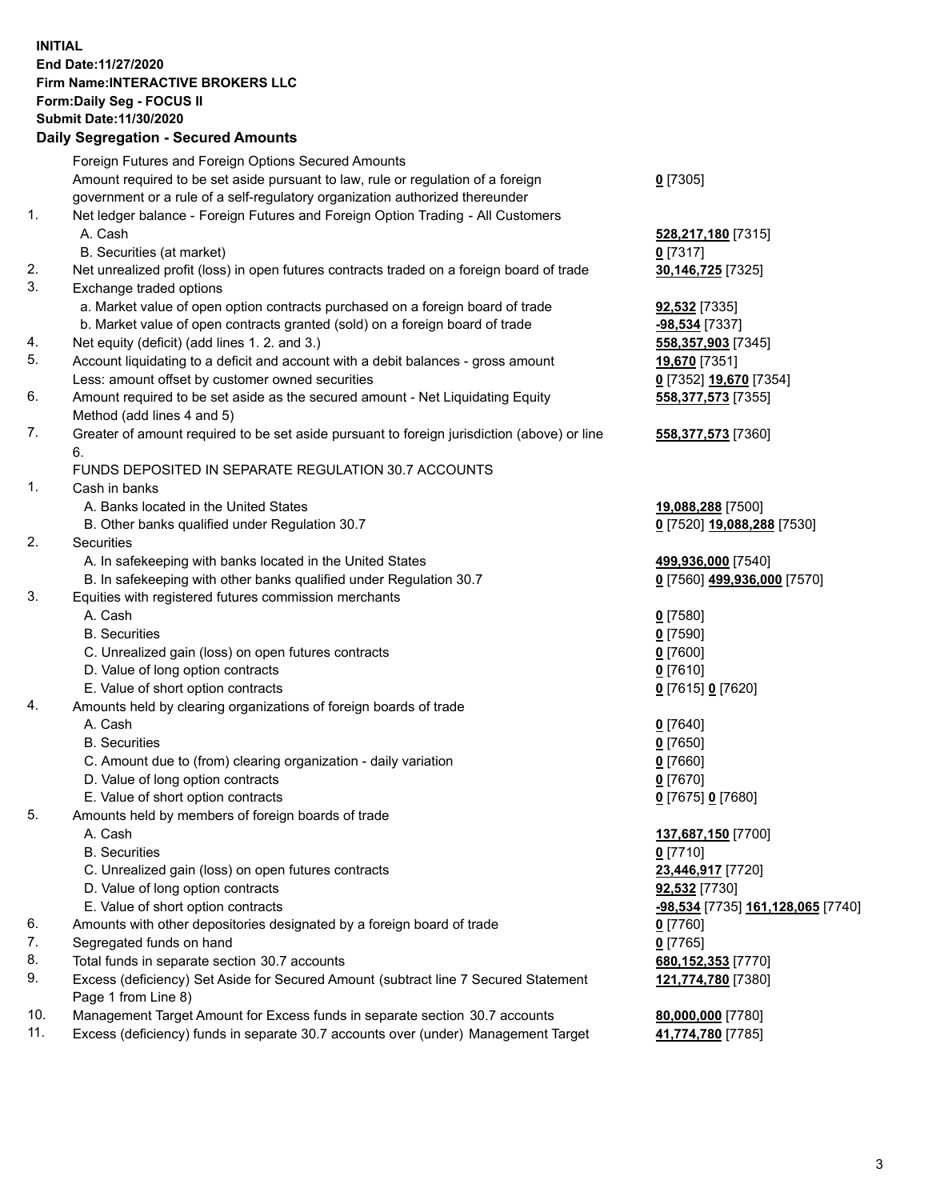**INITIAL**
**End Date:11/27/2020**
**Firm Name:INTERACTIVE BROKERS LLC**
**Form:Daily Seg - FOCUS II**
**Submit Date:11/30/2020**

## Daily Segregation - Secured Amounts

| | | |
|---|---|---|
| | Foreign Futures and Foreign Options Secured Amounts | |
| | Amount required to be set aside pursuant to law, rule or regulation of a foreign government or a rule of a self-regulatory organization authorized thereunder | **0** [7305] |
| 1. | Net ledger balance - Foreign Futures and Foreign Option Trading - All Customers | |
| | A. Cash | **528,217,180** [7315] |
| | B. Securities (at market) | **0** [7317] |
| 2. | Net unrealized profit (loss) in open futures contracts traded on a foreign board of trade | **30,146,725** [7325] |
| 3. | Exchange traded options | |
| | a. Market value of open option contracts purchased on a foreign board of trade | **92,532** [7335] |
| | b. Market value of open contracts granted (sold) on a foreign board of trade | **-98,534** [7337] |
| 4. | Net equity (deficit) (add lines 1. 2. and 3.) | **558,357,903** [7345] |
| 5. | Account liquidating to a deficit and account with a debit balances - gross amount | **19,670** [7351] |
| | Less: amount offset by customer owned securities | **0** [7352] **19,670** [7354] |
| 6. | Amount required to be set aside as the secured amount - Net Liquidating Equity Method (add lines 4 and 5) | **558,377,573** [7355] |
| 7. | Greater of amount required to be set aside pursuant to foreign jurisdiction (above) or line 6. | **558,377,573** [7360] |
| | FUNDS DEPOSITED IN SEPARATE REGULATION 30.7 ACCOUNTS | |
| 1. | Cash in banks | |
| | A. Banks located in the United States | **19,088,288** [7500] |
| | B. Other banks qualified under Regulation 30.7 | **0** [7520] **19,088,288** [7530] |
| 2. | Securities | |
| | A. In safekeeping with banks located in the United States | **499,936,000** [7540] |
| | B. In safekeeping with other banks qualified under Regulation 30.7 | **0** [7560] **499,936,000** [7570] |
| 3. | Equities with registered futures commission merchants | |
| | A. Cash | **0** [7580] |
| | B. Securities | **0** [7590] |
| | C. Unrealized gain (loss) on open futures contracts | **0** [7600] |
| | D. Value of long option contracts | **0** [7610] |
| | E. Value of short option contracts | **0** [7615] **0** [7620] |
| 4. | Amounts held by clearing organizations of foreign boards of trade | |
| | A. Cash | **0** [7640] |
| | B. Securities | **0** [7650] |
| | C. Amount due to (from) clearing organization - daily variation | **0** [7660] |
| | D. Value of long option contracts | **0** [7670] |
| | E. Value of short option contracts | **0** [7675] **0** [7680] |
| 5. | Amounts held by members of foreign boards of trade | |
| | A. Cash | **137,687,150** [7700] |
| | B. Securities | **0** [7710] |
| | C. Unrealized gain (loss) on open futures contracts | **23,446,917** [7720] |
| | D. Value of long option contracts | **92,532** [7730] |
| | E. Value of short option contracts | **-98,534** [7735] **161,128,065** [7740] |
| 6. | Amounts with other depositories designated by a foreign board of trade | **0** [7760] |
| 7. | Segregated funds on hand | **0** [7765] |
| 8. | Total funds in separate section 30.7 accounts | **680,152,353** [7770] |
| 9. | Excess (deficiency) Set Aside for Secured Amount (subtract line 7 Secured Statement Page 1 from Line 8) | **121,774,780** [7380] |
| 10. | Management Target Amount for Excess funds in separate section 30.7 accounts | **80,000,000** [7780] |
| 11. | Excess (deficiency) funds in separate 30.7 accounts over (under) Management Target | **41,774,780** [7785] |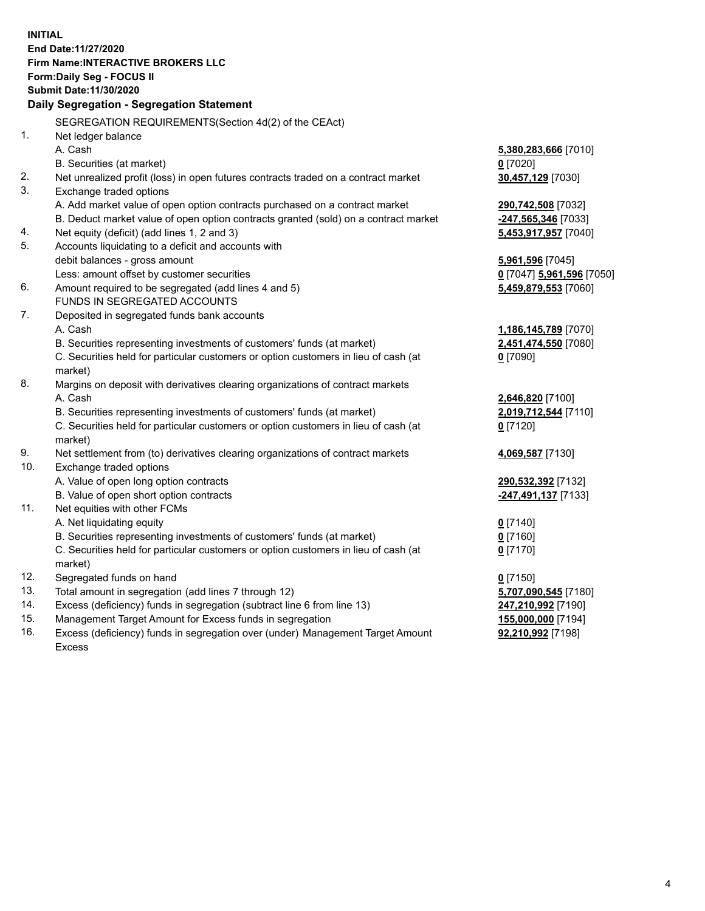**INITIAL**
**End Date:11/27/2020**
**Firm Name:INTERACTIVE BROKERS LLC**
**Form:Daily Seg - FOCUS II**
**Submit Date:11/30/2020**

## Daily Segregation - Segregation Statement

SEGREGATION REQUIREMENTS(Section 4d(2) of the CEAct)

| | | |
|---|---|---|
| 1. | Net ledger balance | |
| | A. Cash | **5,380,283,666** [7010] |
| | B. Securities (at market) | **0** [7020] |
| 2. | Net unrealized profit (loss) in open futures contracts traded on a contract market | **30,457,129** [7030] |
| 3. | Exchange traded options | |
| | A. Add market value of open option contracts purchased on a contract market | **290,742,508** [7032] |
| | B. Deduct market value of open option contracts granted (sold) on a contract market | **-247,565,346** [7033] |
| 4. | Net equity (deficit) (add lines 1, 2 and 3) | **5,453,917,957** [7040] |
| 5. | Accounts liquidating to a deficit and accounts with debit balances - gross amount | **5,961,596** [7045] |
| | Less: amount offset by customer securities | **0** [7047] **5,961,596** [7050] |
| 6. | Amount required to be segregated (add lines 4 and 5) | **5,459,879,553** [7060] |
| | FUNDS IN SEGREGATED ACCOUNTS | |
| 7. | Deposited in segregated funds bank accounts | |
| | A. Cash | **1,186,145,789** [7070] |
| | B. Securities representing investments of customers' funds (at market) | **2,451,474,550** [7080] |
| | C. Securities held for particular customers or option customers in lieu of cash (at market) | **0** [7090] |
| 8. | Margins on deposit with derivatives clearing organizations of contract markets | |
| | A. Cash | **2,646,820** [7100] |
| | B. Securities representing investments of customers' funds (at market) | **2,019,712,544** [7110] |
| | C. Securities held for particular customers or option customers in lieu of cash (at market) | **0** [7120] |
| 9. | Net settlement from (to) derivatives clearing organizations of contract markets | **4,069,587** [7130] |
| 10. | Exchange traded options | |
| | A. Value of open long option contracts | **290,532,392** [7132] |
| | B. Value of open short option contracts | **-247,491,137** [7133] |
| 11. | Net equities with other FCMs | |
| | A. Net liquidating equity | **0** [7140] |
| | B. Securities representing investments of customers' funds (at market) | **0** [7160] |
| | C. Securities held for particular customers or option customers in lieu of cash (at market) | **0** [7170] |
| 12. | Segregated funds on hand | **0** [7150] |
| 13. | Total amount in segregation (add lines 7 through 12) | **5,707,090,545** [7180] |
| 14. | Excess (deficiency) funds in segregation (subtract line 6 from line 13) | **247,210,992** [7190] |
| 15. | Management Target Amount for Excess funds in segregation | **155,000,000** [7194] |
| 16. | Excess (deficiency) funds in segregation over (under) Management Target Amount Excess | **92,210,992** [7198] |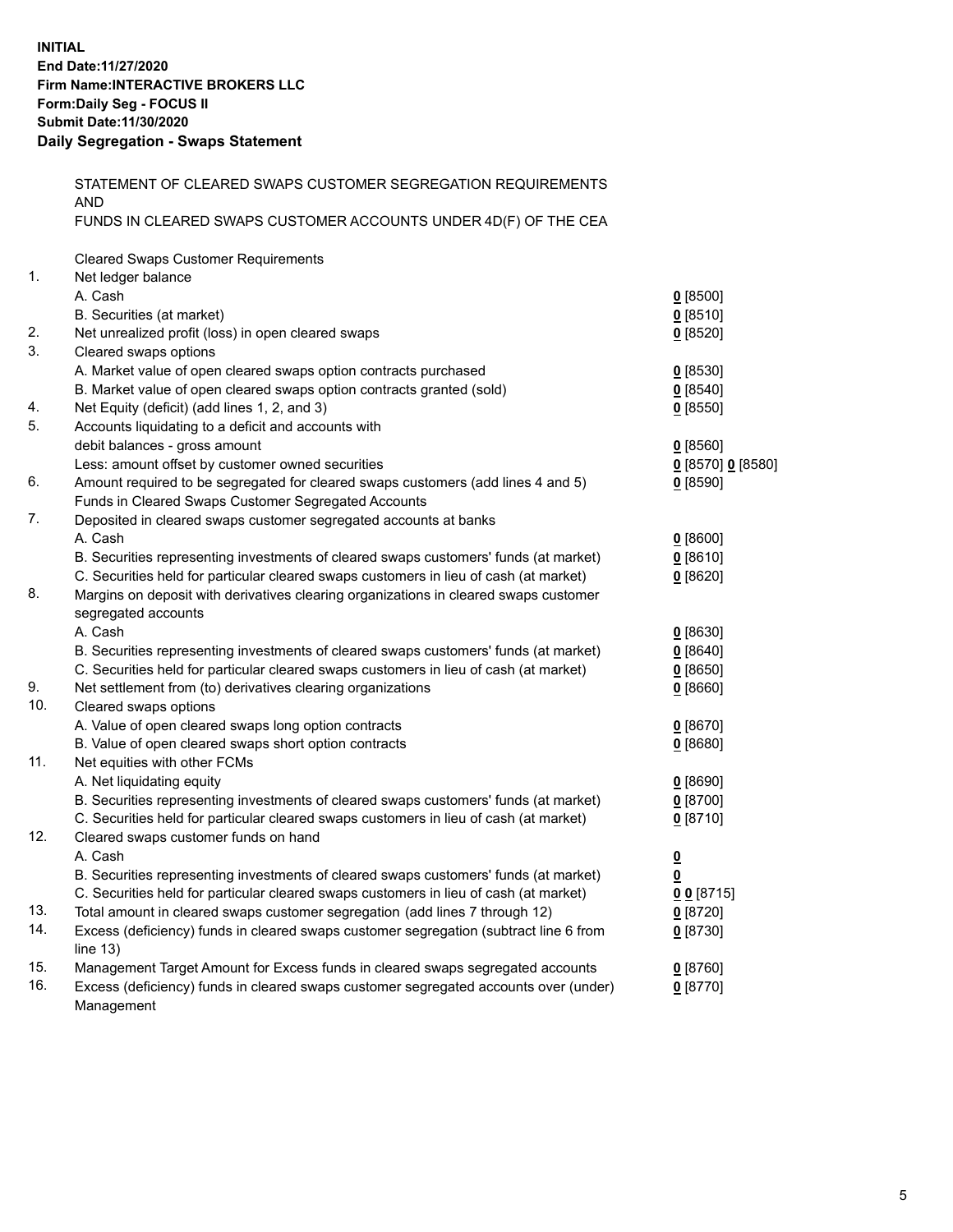**INITIAL**
**End Date:11/27/2020**
**Firm Name:INTERACTIVE BROKERS LLC**
**Form:Daily Seg - FOCUS II**
**Submit Date:11/30/2020**
**Daily Segregation - Swaps Statement**

STATEMENT OF CLEARED SWAPS CUSTOMER SEGREGATION REQUIREMENTS AND FUNDS IN CLEARED SWAPS CUSTOMER ACCOUNTS UNDER 4D(F) OF THE CEA

| | | |
|---|---|---|
| | Cleared Swaps Customer Requirements | |
| 1. | Net ledger balance | |
| | A. Cash | 0 [8500] |
| | B. Securities (at market) | 0 [8510] |
| 2. | Net unrealized profit (loss) in open cleared swaps | 0 [8520] |
| 3. | Cleared swaps options | |
| | A. Market value of open cleared swaps option contracts purchased | 0 [8530] |
| | B. Market value of open cleared swaps option contracts granted (sold) | 0 [8540] |
| 4. | Net Equity (deficit) (add lines 1, 2, and 3) | 0 [8550] |
| 5. | Accounts liquidating to a deficit and accounts with debit balances - gross amount | 0 [8560] |
| | Less: amount offset by customer owned securities | 0 [8570] 0 [8580] |
| 6. | Amount required to be segregated for cleared swaps customers (add lines 4 and 5) | 0 [8590] |
| | Funds in Cleared Swaps Customer Segregated Accounts | |
| 7. | Deposited in cleared swaps customer segregated accounts at banks | |
| | A. Cash | 0 [8600] |
| | B. Securities representing investments of cleared swaps customers' funds (at market) | 0 [8610] |
| | C. Securities held for particular cleared swaps customers in lieu of cash (at market) | 0 [8620] |
| 8. | Margins on deposit with derivatives clearing organizations in cleared swaps customer segregated accounts | |
| | A. Cash | 0 [8630] |
| | B. Securities representing investments of cleared swaps customers' funds (at market) | 0 [8640] |
| | C. Securities held for particular cleared swaps customers in lieu of cash (at market) | 0 [8650] |
| 9. | Net settlement from (to) derivatives clearing organizations | 0 [8660] |
| 10. | Cleared swaps options | |
| | A. Value of open cleared swaps long option contracts | 0 [8670] |
| | B. Value of open cleared swaps short option contracts | 0 [8680] |
| 11. | Net equities with other FCMs | |
| | A. Net liquidating equity | 0 [8690] |
| | B. Securities representing investments of cleared swaps customers' funds (at market) | 0 [8700] |
| | C. Securities held for particular cleared swaps customers in lieu of cash (at market) | 0 [8710] |
| 12. | Cleared swaps customer funds on hand | |
| | A. Cash | 0 |
| | B. Securities representing investments of cleared swaps customers' funds (at market) | 0 |
| | C. Securities held for particular cleared swaps customers in lieu of cash (at market) | 0 0 [8715] |
| 13. | Total amount in cleared swaps customer segregation (add lines 7 through 12) | 0 [8720] |
| 14. | Excess (deficiency) funds in cleared swaps customer segregation (subtract line 6 from line 13) | 0 [8730] |
| 15. | Management Target Amount for Excess funds in cleared swaps segregated accounts | 0 [8760] |
| 16. | Excess (deficiency) funds in cleared swaps customer segregated accounts over (under) Management | 0 [8770] |